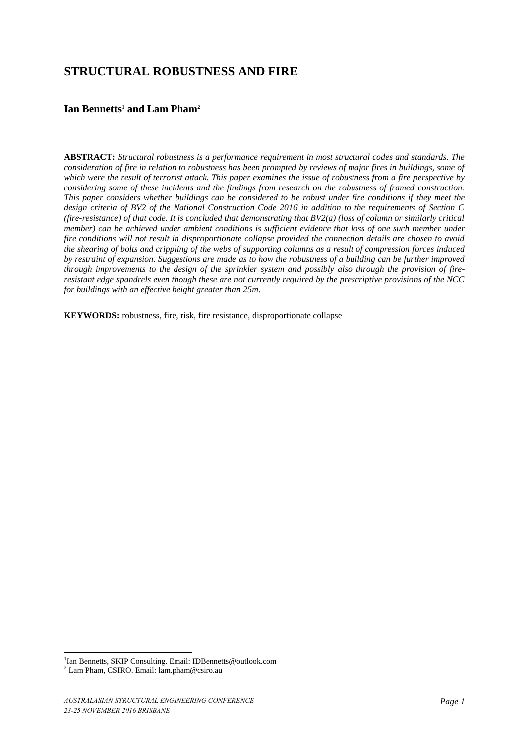# STRUCTURAL ROBUSTNESS AND FIRE

**Ian Bennetts[1] and Lam Pham[2]**

**ABSTRACT:** *Structural robustness is a performance requirement in most structural codes and standards. The consideration of fire in relation to robustness has been prompted by reviews of major fires in buildings, some of which were the result of terrorist attack. This paper examines the issue of robustness from a fire perspective by considering some of these incidents and the findings from research on the robustness of framed construction. This paper considers whether buildings can be considered to be robust under fire conditions if they meet the design criteria of BV2 of the National Construction Code 2016 in addition to the requirements of Section C (fire-resistance) of that code. It is concluded that demonstrating that BV2(a) (loss of column or similarly critical member) can be achieved under ambient conditions is sufficient evidence that loss of one such member under fire conditions will not result in disproportionate collapse provided the connection details are chosen to avoid the shearing of bolts and crippling of the webs of supporting columns as a result of compression forces induced by restraint of expansion. Suggestions are made as to how the robustness of a building can be further improved through improvements to the design of the sprinkler system and possibly also through the provision of fire-resistant edge spandrels even though these are not currently required by the prescriptive provisions of the NCC for buildings with an effective height greater than 25m*.

**KEYWORDS:** robustness, fire, risk, fire resistance, disproportionate collapse

[1]Ian Bennetts, SKIP Consulting. Email: IDBennetts@outlook.com

[2] Lam Pham, CSIRO. Email: lam.pham@csiro.au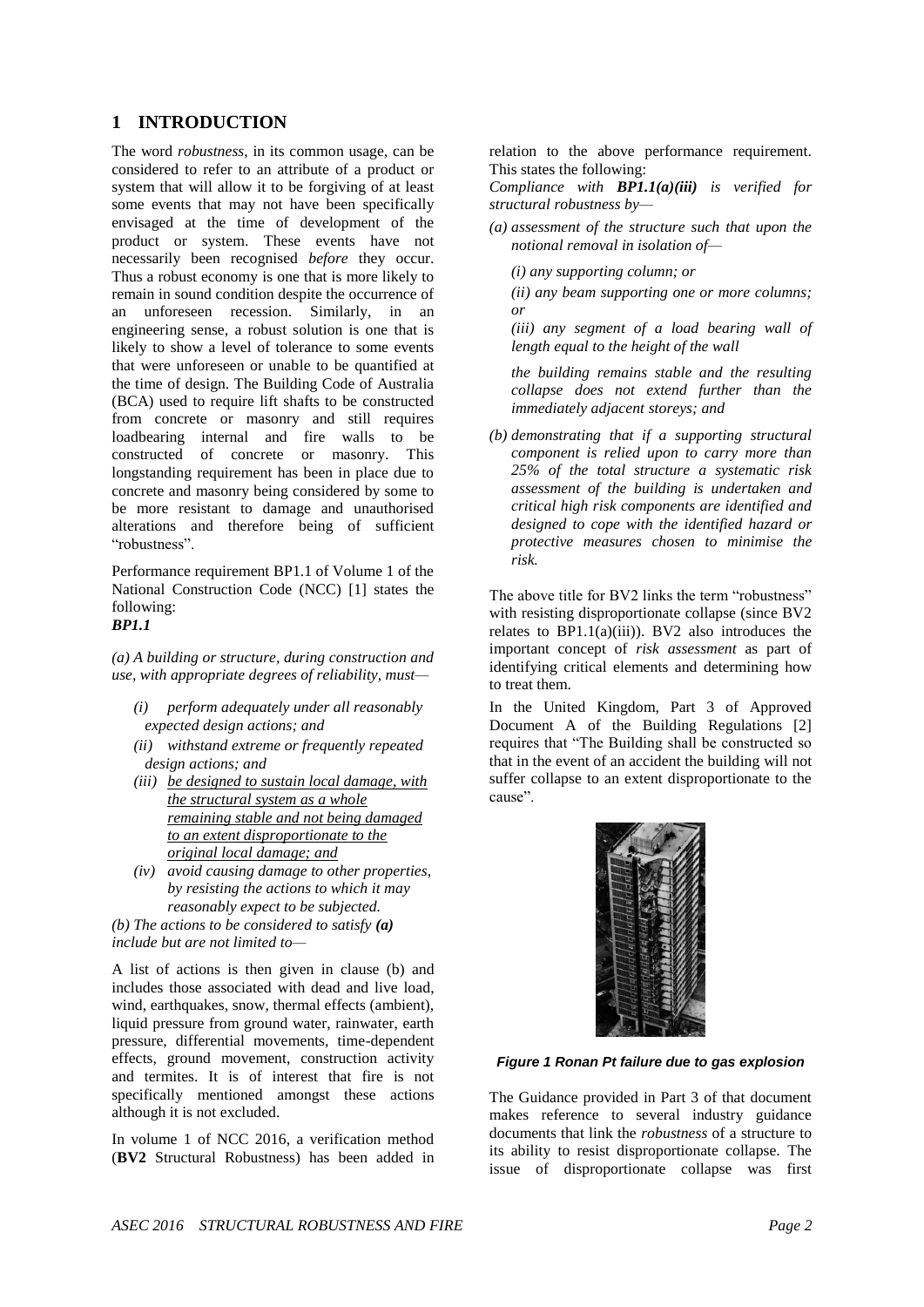# 1 INTRODUCTION

The word *robustness*, in its common usage, can be considered to refer to an attribute of a product or system that will allow it to be forgiving of at least some events that may not have been specifically envisaged at the time of development of the product or system. These events have not necessarily been recognised *before* they occur. Thus a robust economy is one that is more likely to remain in sound condition despite the occurrence of an unforeseen recession. Similarly, in an engineering sense, a robust solution is one that is likely to show a level of tolerance to some events that were unforeseen or unable to be quantified at the time of design. The Building Code of Australia (BCA) used to require lift shafts to be constructed from concrete or masonry and still requires loadbearing internal and fire walls to be constructed of concrete or masonry. This longstanding requirement has been in place due to concrete and masonry being considered by some to be more resistant to damage and unauthorised alterations and therefore being of sufficient "robustness".

Performance requirement BP1.1 of Volume 1 of the National Construction Code (NCC) [1] states the following:

***BP1.1***

*(a) A building or structure, during construction and use, with appropriate degrees of reliability, must—*

- *(i) perform adequately under all reasonably expected design actions; and*
- *(ii) withstand extreme or frequently repeated design actions; and*
- *(iii) be designed to sustain local damage, with the structural system as a whole remaining stable and not being damaged to an extent disproportionate to the original local damage; and*
- *(iv) avoid causing damage to other properties, by resisting the actions to which it may reasonably expect to be subjected.*

*(b) The actions to be considered to satisfy **(a)** include but are not limited to—*

A list of actions is then given in clause (b) and includes those associated with dead and live load, wind, earthquakes, snow, thermal effects (ambient), liquid pressure from ground water, rainwater, earth pressure, differential movements, time-dependent effects, ground movement, construction activity and termites. It is of interest that fire is not specifically mentioned amongst these actions although it is not excluded.

In volume 1 of NCC 2016, a verification method (**BV2** Structural Robustness) has been added in relation to the above performance requirement. This states the following:

*Compliance with **BP1.1(a)(iii)** is verified for structural robustness by—*

*(a) assessment of the structure such that upon the notional removal in isolation of—*

*(i) any supporting column; or*

*(ii) any beam supporting one or more columns; or*

*(iii) any segment of a load bearing wall of length equal to the height of the wall*

*the building remains stable and the resulting collapse does not extend further than the immediately adjacent storeys; and*

*(b) demonstrating that if a supporting structural component is relied upon to carry more than 25% of the total structure a systematic risk assessment of the building is undertaken and critical high risk components are identified and designed to cope with the identified hazard or protective measures chosen to minimise the risk.*

The above title for BV2 links the term "robustness" with resisting disproportionate collapse (since BV2 relates to BP1.1(a)(iii)). BV2 also introduces the important concept of *risk assessment* as part of identifying critical elements and determining how to treat them.

In the United Kingdom, Part 3 of Approved Document A of the Building Regulations [2] requires that "The Building shall be constructed so that in the event of an accident the building will not suffer collapse to an extent disproportionate to the cause".

***Figure 1 Ronan Pt failure due to gas explosion***

The Guidance provided in Part 3 of that document makes reference to several industry guidance documents that link the *robustness* of a structure to its ability to resist disproportionate collapse. The issue of disproportionate collapse was first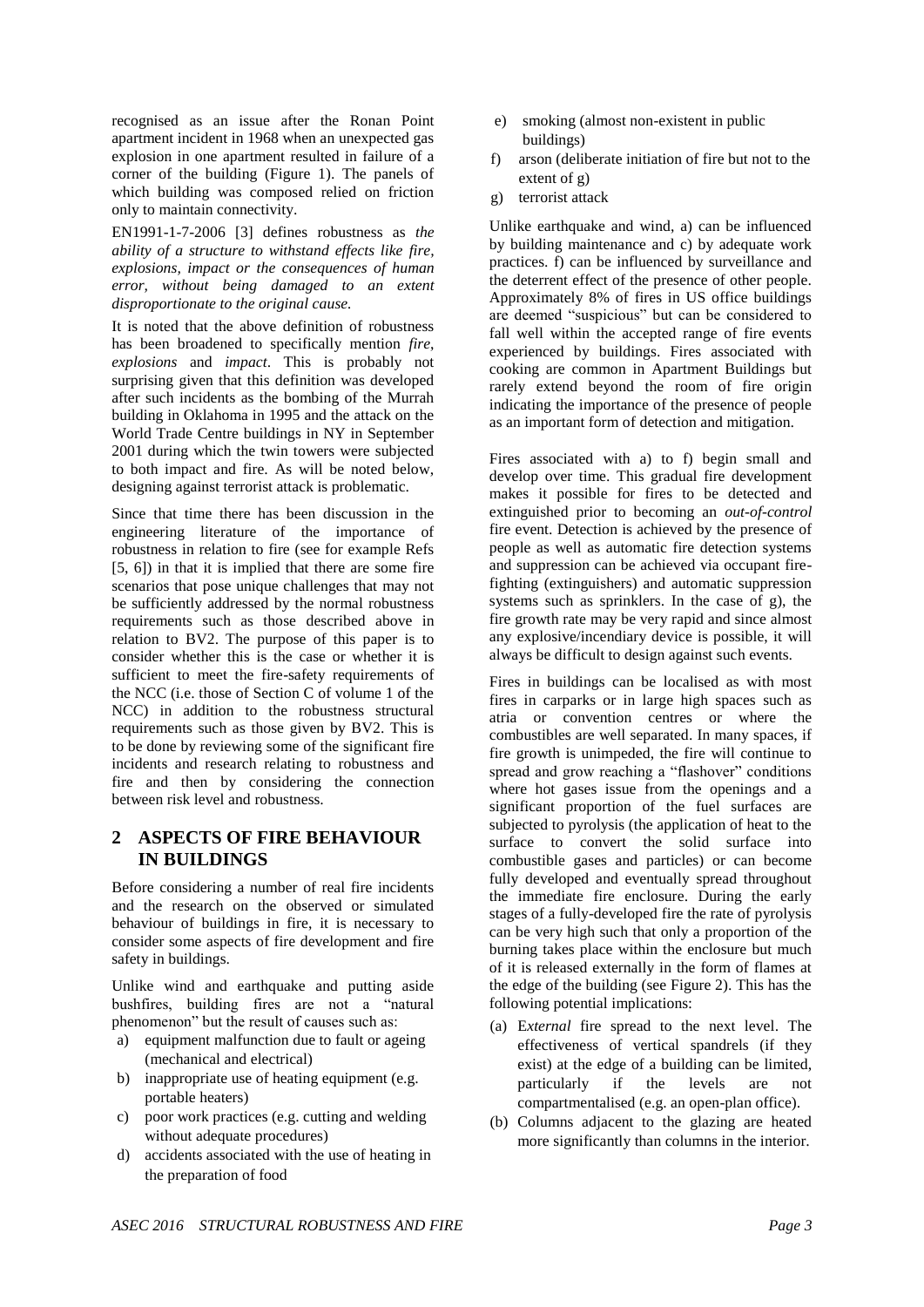recognised as an issue after the Ronan Point apartment incident in 1968 when an unexpected gas explosion in one apartment resulted in failure of a corner of the building (Figure 1). The panels of which building was composed relied on friction only to maintain connectivity.

EN1991-1-7-2006 [3] defines robustness as *the ability of a structure to withstand effects like fire, explosions, impact or the consequences of human error, without being damaged to an extent disproportionate to the original cause.*

It is noted that the above definition of robustness has been broadened to specifically mention *fire*, *explosions* and *impact*. This is probably not surprising given that this definition was developed after such incidents as the bombing of the Murrah building in Oklahoma in 1995 and the attack on the World Trade Centre buildings in NY in September 2001 during which the twin towers were subjected to both impact and fire. As will be noted below, designing against terrorist attack is problematic.

Since that time there has been discussion in the engineering literature of the importance of robustness in relation to fire (see for example Refs [5, 6]) in that it is implied that there are some fire scenarios that pose unique challenges that may not be sufficiently addressed by the normal robustness requirements such as those described above in relation to BV2. The purpose of this paper is to consider whether this is the case or whether it is sufficient to meet the fire-safety requirements of the NCC (i.e. those of Section C of volume 1 of the NCC) in addition to the robustness structural requirements such as those given by BV2. This is to be done by reviewing some of the significant fire incidents and research relating to robustness and fire and then by considering the connection between risk level and robustness.

## 2 ASPECTS OF FIRE BEHAVIOUR IN BUILDINGS

Before considering a number of real fire incidents and the research on the observed or simulated behaviour of buildings in fire, it is necessary to consider some aspects of fire development and fire safety in buildings.

Unlike wind and earthquake and putting aside bushfires, building fires are not a "natural phenomenon" but the result of causes such as:

a) equipment malfunction due to fault or ageing (mechanical and electrical)
b) inappropriate use of heating equipment (e.g. portable heaters)
c) poor work practices (e.g. cutting and welding without adequate procedures)
d) accidents associated with the use of heating in the preparation of food
e) smoking (almost non-existent in public buildings)
f) arson (deliberate initiation of fire but not to the extent of g)
g) terrorist attack

Unlike earthquake and wind, a) can be influenced by building maintenance and c) by adequate work practices. f) can be influenced by surveillance and the deterrent effect of the presence of other people. Approximately 8% of fires in US office buildings are deemed "suspicious" but can be considered to fall well within the accepted range of fire events experienced by buildings. Fires associated with cooking are common in Apartment Buildings but rarely extend beyond the room of fire origin indicating the importance of the presence of people as an important form of detection and mitigation.

Fires associated with a) to f) begin small and develop over time. This gradual fire development makes it possible for fires to be detected and extinguished prior to becoming an *out-of-control* fire event. Detection is achieved by the presence of people as well as automatic fire detection systems and suppression can be achieved via occupant fire-fighting (extinguishers) and automatic suppression systems such as sprinklers. In the case of g), the fire growth rate may be very rapid and since almost any explosive/incendiary device is possible, it will always be difficult to design against such events.

Fires in buildings can be localised as with most fires in carparks or in large high spaces such as atria or convention centres or where the combustibles are well separated. In many spaces, if fire growth is unimpeded, the fire will continue to spread and grow reaching a "flashover" conditions where hot gases issue from the openings and a significant proportion of the fuel surfaces are subjected to pyrolysis (the application of heat to the surface to convert the solid surface into combustible gases and particles) or can become fully developed and eventually spread throughout the immediate fire enclosure. During the early stages of a fully-developed fire the rate of pyrolysis can be very high such that only a proportion of the burning takes place within the enclosure but much of it is released externally in the form of flames at the edge of the building (see Figure 2). This has the following potential implications:

(a) E*xternal* fire spread to the next level. The effectiveness of vertical spandrels (if they exist) at the edge of a building can be limited, particularly if the levels are not compartmentalised (e.g. an open-plan office).
(b) Columns adjacent to the glazing are heated more significantly than columns in the interior.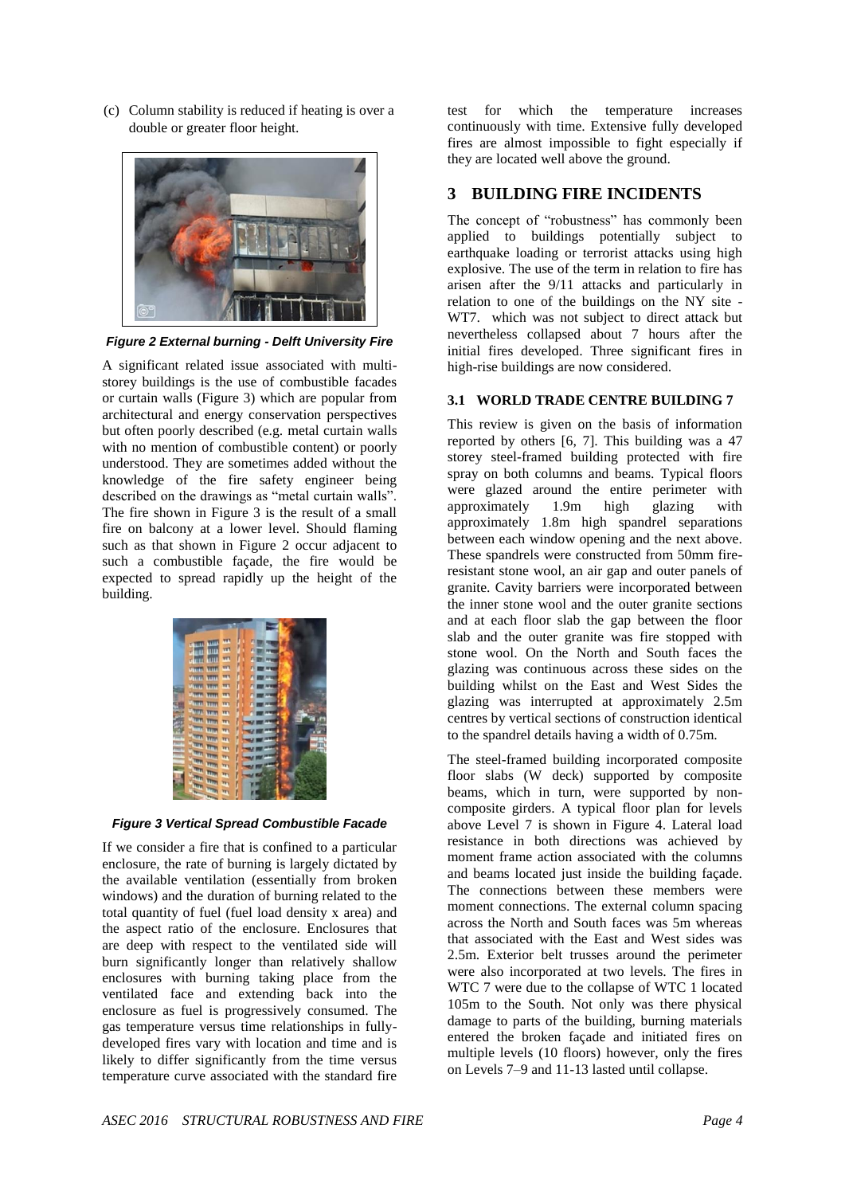(c) Column stability is reduced if heating is over a double or greater floor height.

*Figure 2 External burning - Delft University Fire*

A significant related issue associated with multi-storey buildings is the use of combustible facades or curtain walls (Figure 3) which are popular from architectural and energy conservation perspectives but often poorly described (e.g. metal curtain walls with no mention of combustible content) or poorly understood. They are sometimes added without the knowledge of the fire safety engineer being described on the drawings as "metal curtain walls". The fire shown in Figure 3 is the result of a small fire on balcony at a lower level. Should flaming such as that shown in Figure 2 occur adjacent to such a combustible façade, the fire would be expected to spread rapidly up the height of the building.

*Figure 3 Vertical Spread Combustible Facade*

If we consider a fire that is confined to a particular enclosure, the rate of burning is largely dictated by the available ventilation (essentially from broken windows) and the duration of burning related to the total quantity of fuel (fuel load density x area) and the aspect ratio of the enclosure. Enclosures that are deep with respect to the ventilated side will burn significantly longer than relatively shallow enclosures with burning taking place from the ventilated face and extending back into the enclosure as fuel is progressively consumed. The gas temperature versus time relationships in fully-developed fires vary with location and time and is likely to differ significantly from the time versus temperature curve associated with the standard fire test for which the temperature increases continuously with time. Extensive fully developed fires are almost impossible to fight especially if they are located well above the ground.

## 3 BUILDING FIRE INCIDENTS

The concept of "robustness" has commonly been applied to buildings potentially subject to earthquake loading or terrorist attacks using high explosive. The use of the term in relation to fire has arisen after the 9/11 attacks and particularly in relation to one of the buildings on the NY site - WT7. which was not subject to direct attack but nevertheless collapsed about 7 hours after the initial fires developed. Three significant fires in high-rise buildings are now considered.

### 3.1 WORLD TRADE CENTRE BUILDING 7

This review is given on the basis of information reported by others [6, 7]. This building was a 47 storey steel-framed building protected with fire spray on both columns and beams. Typical floors were glazed around the entire perimeter with approximately 1.9m high glazing with approximately 1.8m high spandrel separations between each window opening and the next above. These spandrels were constructed from 50mm fire-resistant stone wool, an air gap and outer panels of granite. Cavity barriers were incorporated between the inner stone wool and the outer granite sections and at each floor slab the gap between the floor slab and the outer granite was fire stopped with stone wool. On the North and South faces the glazing was continuous across these sides on the building whilst on the East and West Sides the glazing was interrupted at approximately 2.5m centres by vertical sections of construction identical to the spandrel details having a width of 0.75m.

The steel-framed building incorporated composite floor slabs (W deck) supported by composite beams, which in turn, were supported by non-composite girders. A typical floor plan for levels above Level 7 is shown in Figure 4. Lateral load resistance in both directions was achieved by moment frame action associated with the columns and beams located just inside the building façade. The connections between these members were moment connections. The external column spacing across the North and South faces was 5m whereas that associated with the East and West sides was 2.5m. Exterior belt trusses around the perimeter were also incorporated at two levels. The fires in WTC 7 were due to the collapse of WTC 1 located 105m to the South. Not only was there physical damage to parts of the building, burning materials entered the broken façade and initiated fires on multiple levels (10 floors) however, only the fires on Levels 7–9 and 11-13 lasted until collapse.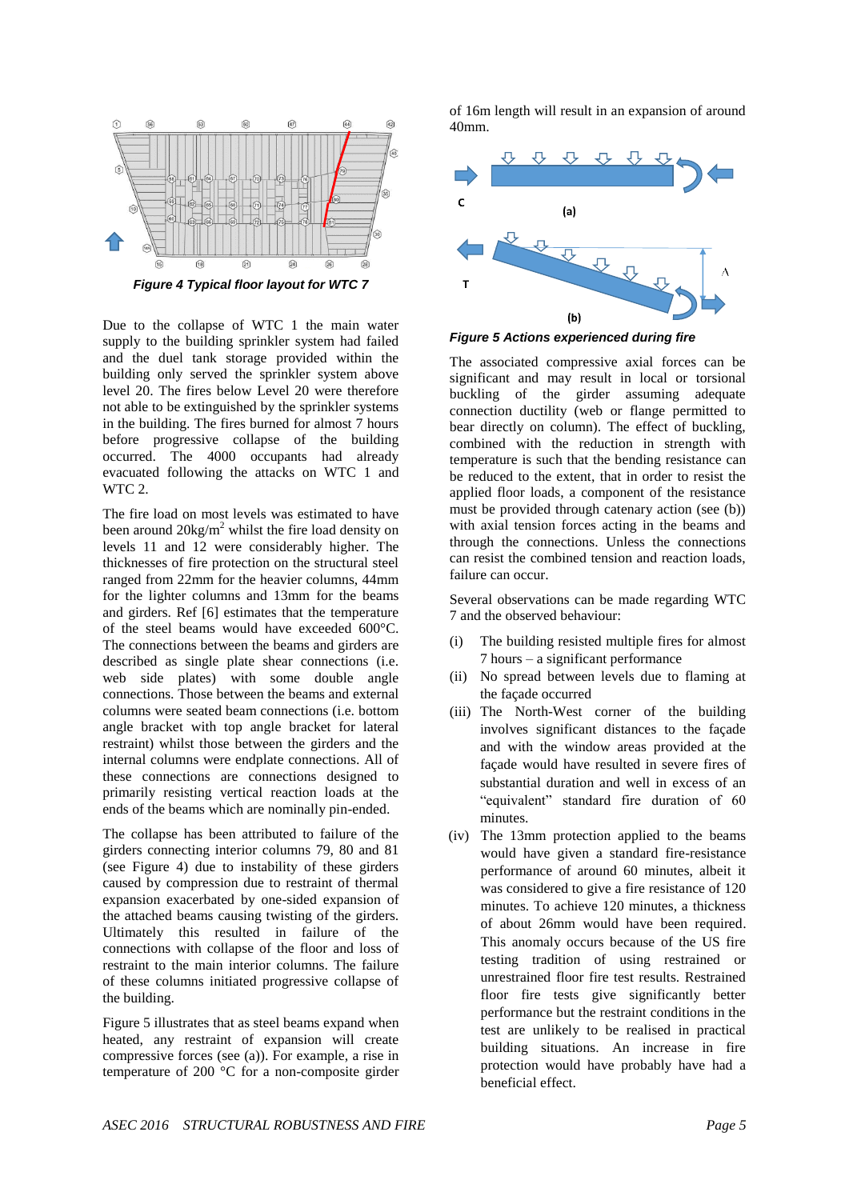Figure 4 Typical floor layout for WTC 7

Due to the collapse of WTC 1 the main water supply to the building sprinkler system had failed and the duel tank storage provided within the building only served the sprinkler system above level 20. The fires below Level 20 were therefore not able to be extinguished by the sprinkler systems in the building. The fires burned for almost 7 hours before progressive collapse of the building occurred. The 4000 occupants had already evacuated following the attacks on WTC 1 and WTC 2.

The fire load on most levels was estimated to have been around 20kg/m$^2$ whilst the fire load density on levels 11 and 12 were considerably higher. The thicknesses of fire protection on the structural steel ranged from 22mm for the heavier columns, 44mm for the lighter columns and 13mm for the beams and girders. Ref [6] estimates that the temperature of the steel beams would have exceeded 600°C. The connections between the beams and girders are described as single plate shear connections (i.e. web side plates) with some double angle connections. Those between the beams and external columns were seated beam connections (i.e. bottom angle bracket with top angle bracket for lateral restraint) whilst those between the girders and the internal columns were endplate connections. All of these connections are connections designed to primarily resisting vertical reaction loads at the ends of the beams which are nominally pin-ended.

The collapse has been attributed to failure of the girders connecting interior columns 79, 80 and 81 (see Figure 4) due to instability of these girders caused by compression due to restraint of thermal expansion exacerbated by one-sided expansion of the attached beams causing twisting of the girders. Ultimately this resulted in failure of the connections with collapse of the floor and loss of restraint to the main interior columns. The failure of these columns initiated progressive collapse of the building.

Figure 5 illustrates that as steel beams expand when heated, any restraint of expansion will create compressive forces (see (a)). For example, a rise in temperature of 200 °C for a non-composite girder of 16m length will result in an expansion of around 40mm.

Figure 5 Actions experienced during fire

The associated compressive axial forces can be significant and may result in local or torsional buckling of the girder assuming adequate connection ductility (web or flange permitted to bear directly on column). The effect of buckling, combined with the reduction in strength with temperature is such that the bending resistance can be reduced to the extent, that in order to resist the applied floor loads, a component of the resistance must be provided through catenary action (see (b)) with axial tension forces acting in the beams and through the connections. Unless the connections can resist the combined tension and reaction loads, failure can occur.

Several observations can be made regarding WTC 7 and the observed behaviour:

(i) The building resisted multiple fires for almost 7 hours – a significant performance

(ii) No spread between levels due to flaming at the façade occurred

(iii) The North-West corner of the building involves significant distances to the façade and with the window areas provided at the façade would have resulted in severe fires of substantial duration and well in excess of an "equivalent" standard fire duration of 60 minutes.

(iv) The 13mm protection applied to the beams would have given a standard fire-resistance performance of around 60 minutes, albeit it was considered to give a fire resistance of 120 minutes. To achieve 120 minutes, a thickness of about 26mm would have been required. This anomaly occurs because of the US fire testing tradition of using restrained or unrestrained floor fire test results. Restrained floor fire tests give significantly better performance but the restraint conditions in the test are unlikely to be realised in practical building situations. An increase in fire protection would have probably have had a beneficial effect.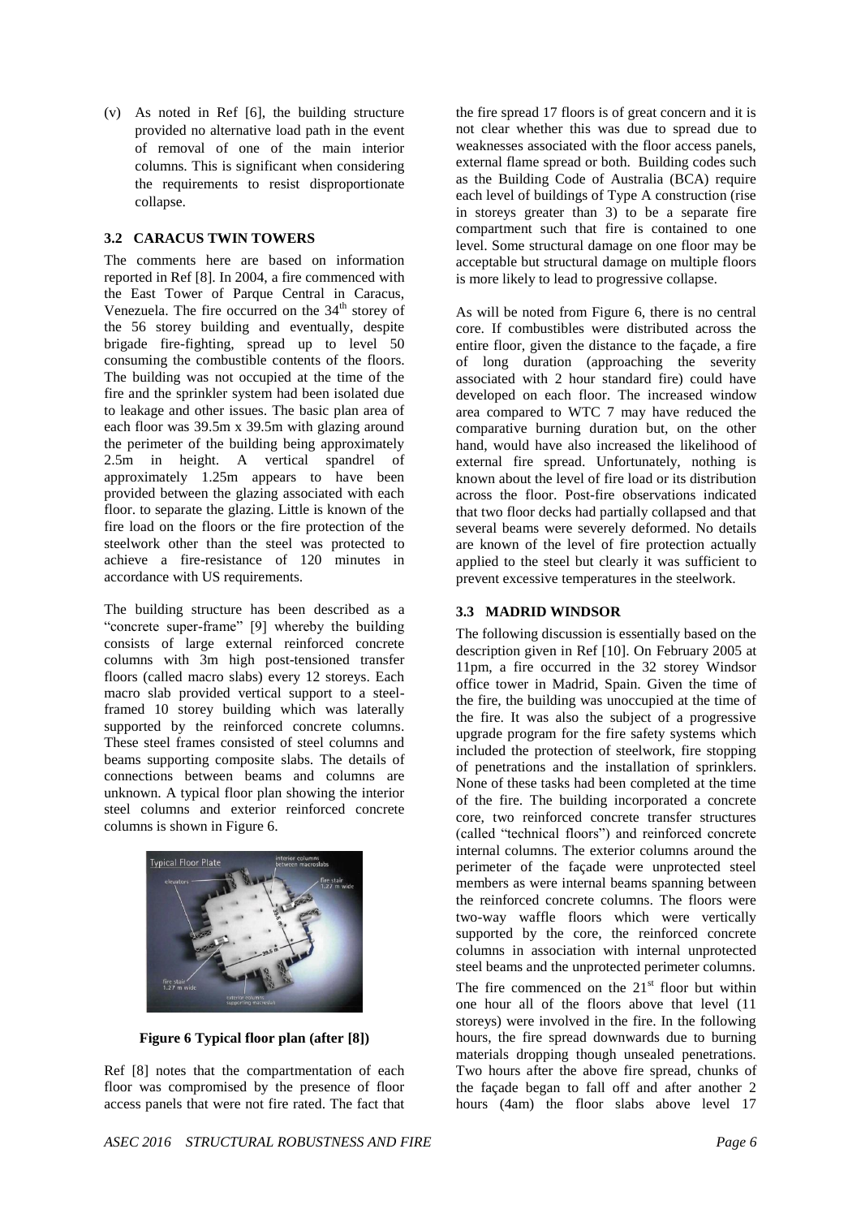(v) As noted in Ref [6], the building structure provided no alternative load path in the event of removal of one of the main interior columns. This is significant when considering the requirements to resist disproportionate collapse.

### 3.2 CARACUS TWIN TOWERS

The comments here are based on information reported in Ref [8]. In 2004, a fire commenced with the East Tower of Parque Central in Caracus, Venezuela. The fire occurred on the 34th storey of the 56 storey building and eventually, despite brigade fire-fighting, spread up to level 50 consuming the combustible contents of the floors. The building was not occupied at the time of the fire and the sprinkler system had been isolated due to leakage and other issues. The basic plan area of each floor was 39.5m x 39.5m with glazing around the perimeter of the building being approximately 2.5m in height. A vertical spandrel of approximately 1.25m appears to have been provided between the glazing associated with each floor. to separate the glazing. Little is known of the fire load on the floors or the fire protection of the steelwork other than the steel was protected to achieve a fire-resistance of 120 minutes in accordance with US requirements.

The building structure has been described as a "concrete super-frame" [9] whereby the building consists of large external reinforced concrete columns with 3m high post-tensioned transfer floors (called macro slabs) every 12 storeys. Each macro slab provided vertical support to a steel-framed 10 storey building which was laterally supported by the reinforced concrete columns. These steel frames consisted of steel columns and beams supporting composite slabs. The details of connections between beams and columns are unknown. A typical floor plan showing the interior steel columns and exterior reinforced concrete columns is shown in Figure 6.

**Figure 6 Typical floor plan (after [8])**

Ref [8] notes that the compartmentation of each floor was compromised by the presence of floor access panels that were not fire rated. The fact that the fire spread 17 floors is of great concern and it is not clear whether this was due to spread due to weaknesses associated with the floor access panels, external flame spread or both. Building codes such as the Building Code of Australia (BCA) require each level of buildings of Type A construction (rise in storeys greater than 3) to be a separate fire compartment such that fire is contained to one level. Some structural damage on one floor may be acceptable but structural damage on multiple floors is more likely to lead to progressive collapse.

As will be noted from Figure 6, there is no central core. If combustibles were distributed across the entire floor, given the distance to the façade, a fire of long duration (approaching the severity associated with 2 hour standard fire) could have developed on each floor. The increased window area compared to WTC 7 may have reduced the comparative burning duration but, on the other hand, would have also increased the likelihood of external fire spread. Unfortunately, nothing is known about the level of fire load or its distribution across the floor. Post-fire observations indicated that two floor decks had partially collapsed and that several beams were severely deformed. No details are known of the level of fire protection actually applied to the steel but clearly it was sufficient to prevent excessive temperatures in the steelwork.

### 3.3 MADRID WINDSOR

The following discussion is essentially based on the description given in Ref [10]. On February 2005 at 11pm, a fire occurred in the 32 storey Windsor office tower in Madrid, Spain. Given the time of the fire, the building was unoccupied at the time of the fire. It was also the subject of a progressive upgrade program for the fire safety systems which included the protection of steelwork, fire stopping of penetrations and the installation of sprinklers. None of these tasks had been completed at the time of the fire. The building incorporated a concrete core, two reinforced concrete transfer structures (called "technical floors") and reinforced concrete internal columns. The exterior columns around the perimeter of the façade were unprotected steel members as were internal beams spanning between the reinforced concrete columns. The floors were two-way waffle floors which were vertically supported by the core, the reinforced concrete columns in association with internal unprotected steel beams and the unprotected perimeter columns.

The fire commenced on the 21st floor but within one hour all of the floors above that level (11 storeys) were involved in the fire. In the following hours, the fire spread downwards due to burning materials dropping though unsealed penetrations. Two hours after the above fire spread, chunks of the façade began to fall off and after another 2 hours (4am) the floor slabs above level 17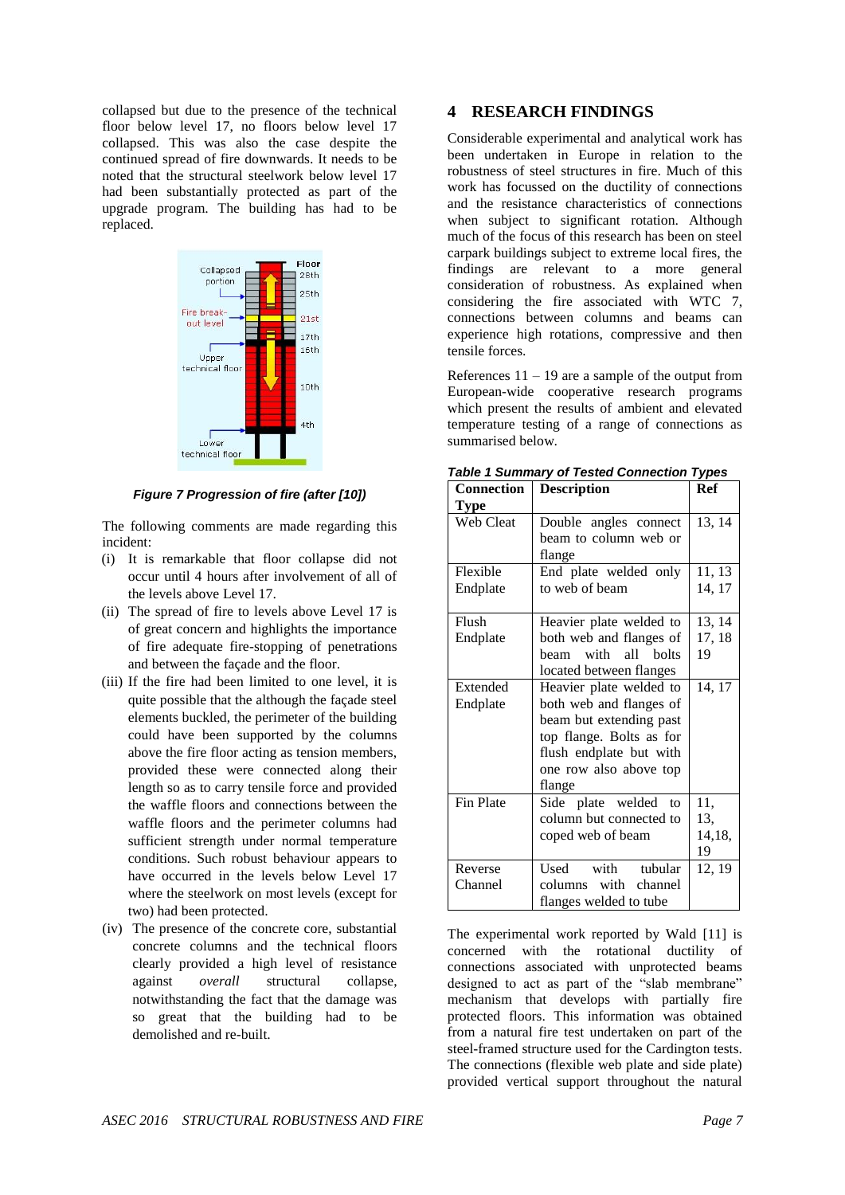collapsed but due to the presence of the technical floor below level 17, no floors below level 17 collapsed. This was also the case despite the continued spread of fire downwards. It needs to be noted that the structural steelwork below level 17 had been substantially protected as part of the upgrade program. The building has had to be replaced.

*Figure 7 Progression of fire (after [10])*

The following comments are made regarding this incident:

(i) It is remarkable that floor collapse did not occur until 4 hours after involvement of all of the levels above Level 17.

(ii) The spread of fire to levels above Level 17 is of great concern and highlights the importance of fire adequate fire-stopping of penetrations and between the façade and the floor.

(iii) If the fire had been limited to one level, it is quite possible that the façade steel elements buckled, the perimeter of the building could have been supported by the columns above the fire floor acting as tension members, provided these were connected along their length so as to carry tensile force and provided the waffle floors and connections between the waffle floors and the perimeter columns had sufficient strength under normal temperature conditions. Such robust behaviour appears to have occurred in the levels below Level 17 where the steelwork on most levels (except for two) had been protected.

(iv) The presence of the concrete core, substantial concrete columns and the technical floors clearly provided a high level of resistance against *overall* structural collapse, notwithstanding the fact that the damage was so great that the building had to be demolished and re-built.

## 4 RESEARCH FINDINGS

Considerable experimental and analytical work has been undertaken in Europe in relation to the robustness of steel structures in fire. Much of this work has focussed on the ductility of connections and the resistance characteristics of connections when subject to significant rotation. Although much of the focus of this research has been on steel carpark buildings subject to extreme local fires, the findings are relevant to a more general consideration of robustness. As explained when considering the fire associated with WTC 7, connections between columns and beams can experience high rotations, compressive and then tensile forces.

References 11 – 19 are a sample of the output from European-wide cooperative research programs which present the results of ambient and elevated temperature testing of a range of connections as summarised below.

***Table 1 Summary of Tested Connection Types***

| Connection Type | Description | Ref |
|---|---|---|
| Web Cleat | Double angles connect beam to column web or flange | 13, 14 |
| Flexible Endplate | End plate welded only to web of beam | 11, 13 14, 17 |
| Flush Endplate | Heavier plate welded to both web and flanges of beam with all bolts located between flanges | 13, 14 17, 18 19 |
| Extended Endplate | Heavier plate welded to both web and flanges of beam but extending past top flange. Bolts as for flush endplate but with one row also above top flange | 14, 17 |
| Fin Plate | Side plate welded to column but connected to coped web of beam | 11, 13, 14,18, 19 |
| Reverse Channel | Used with tubular columns with channel flanges welded to tube | 12, 19 |

The experimental work reported by Wald [11] is concerned with the rotational ductility of connections associated with unprotected beams designed to act as part of the "slab membrane" mechanism that develops with partially fire protected floors. This information was obtained from a natural fire test undertaken on part of the steel-framed structure used for the Cardington tests. The connections (flexible web plate and side plate) provided vertical support throughout the natural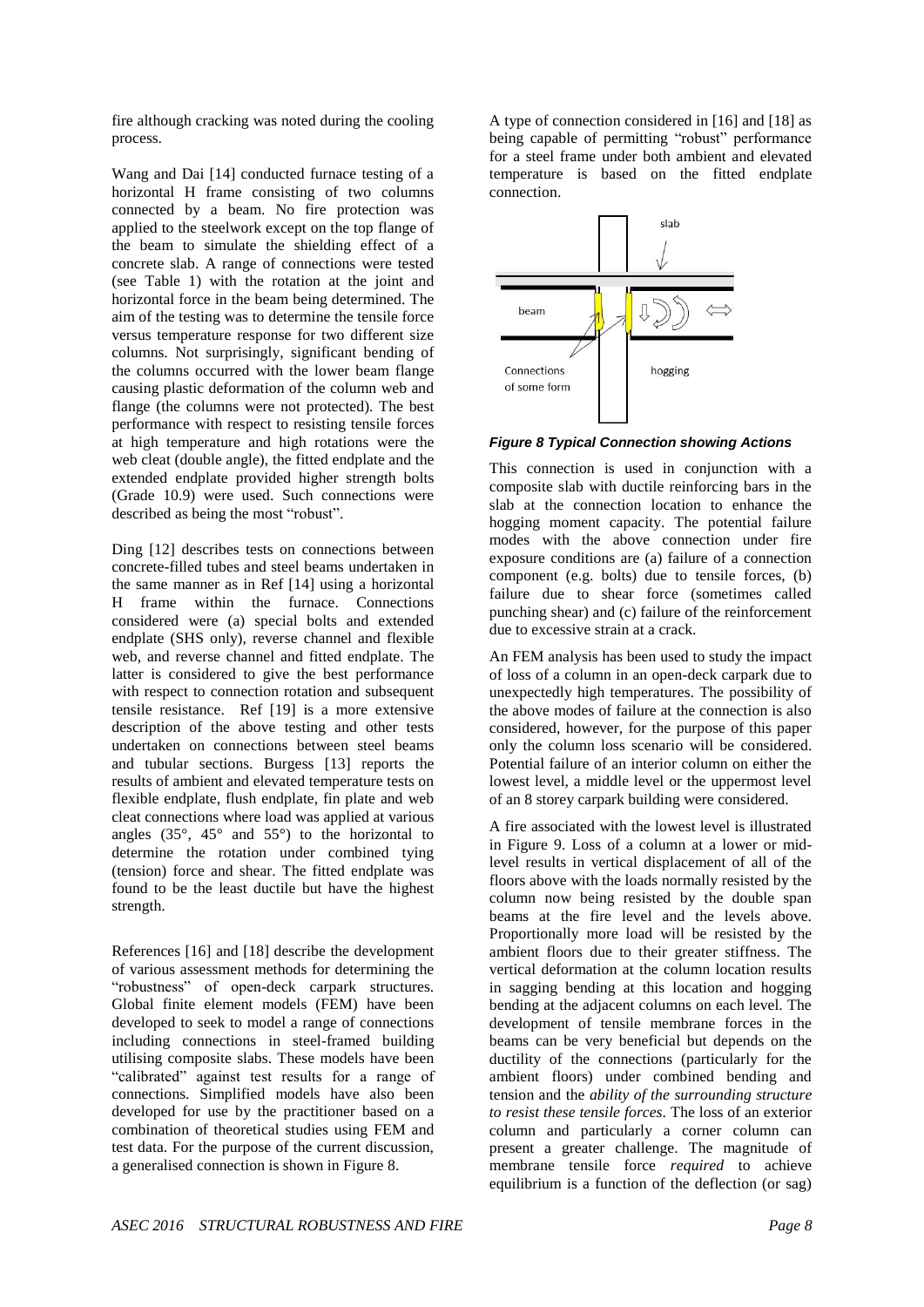fire although cracking was noted during the cooling process.

Wang and Dai [14] conducted furnace testing of a horizontal H frame consisting of two columns connected by a beam. No fire protection was applied to the steelwork except on the top flange of the beam to simulate the shielding effect of a concrete slab. A range of connections were tested (see Table 1) with the rotation at the joint and horizontal force in the beam being determined. The aim of the testing was to determine the tensile force versus temperature response for two different size columns. Not surprisingly, significant bending of the columns occurred with the lower beam flange causing plastic deformation of the column web and flange (the columns were not protected). The best performance with respect to resisting tensile forces at high temperature and high rotations were the web cleat (double angle), the fitted endplate and the extended endplate provided higher strength bolts (Grade 10.9) were used. Such connections were described as being the most "robust".

Ding [12] describes tests on connections between concrete-filled tubes and steel beams undertaken in the same manner as in Ref [14] using a horizontal H frame within the furnace. Connections considered were (a) special bolts and extended endplate (SHS only), reverse channel and flexible web, and reverse channel and fitted endplate. The latter is considered to give the best performance with respect to connection rotation and subsequent tensile resistance. Ref [19] is a more extensive description of the above testing and other tests undertaken on connections between steel beams and tubular sections. Burgess [13] reports the results of ambient and elevated temperature tests on flexible endplate, flush endplate, fin plate and web cleat connections where load was applied at various angles (35°, 45° and 55°) to the horizontal to determine the rotation under combined tying (tension) force and shear. The fitted endplate was found to be the least ductile but have the highest strength.

References [16] and [18] describe the development of various assessment methods for determining the "robustness" of open-deck carpark structures. Global finite element models (FEM) have been developed to seek to model a range of connections including connections in steel-framed building utilising composite slabs. These models have been "calibrated" against test results for a range of connections. Simplified models have also been developed for use by the practitioner based on a combination of theoretical studies using FEM and test data. For the purpose of the current discussion, a generalised connection is shown in Figure 8.

A type of connection considered in [16] and [18] as being capable of permitting "robust" performance for a steel frame under both ambient and elevated temperature is based on the fitted endplate connection.

***Figure 8 Typical Connection showing Actions***

This connection is used in conjunction with a composite slab with ductile reinforcing bars in the slab at the connection location to enhance the hogging moment capacity. The potential failure modes with the above connection under fire exposure conditions are (a) failure of a connection component (e.g. bolts) due to tensile forces, (b) failure due to shear force (sometimes called punching shear) and (c) failure of the reinforcement due to excessive strain at a crack.

An FEM analysis has been used to study the impact of loss of a column in an open-deck carpark due to unexpectedly high temperatures. The possibility of the above modes of failure at the connection is also considered, however, for the purpose of this paper only the column loss scenario will be considered. Potential failure of an interior column on either the lowest level, a middle level or the uppermost level of an 8 storey carpark building were considered.

A fire associated with the lowest level is illustrated in Figure 9. Loss of a column at a lower or mid-level results in vertical displacement of all of the floors above with the loads normally resisted by the column now being resisted by the double span beams at the fire level and the levels above. Proportionally more load will be resisted by the ambient floors due to their greater stiffness. The vertical deformation at the column location results in sagging bending at this location and hogging bending at the adjacent columns on each level. The development of tensile membrane forces in the beams can be very beneficial but depends on the ductility of the connections (particularly for the ambient floors) under combined bending and tension and the *ability of the surrounding structure to resist these tensile forces*. The loss of an exterior column and particularly a corner column can present a greater challenge. The magnitude of membrane tensile force *required* to achieve equilibrium is a function of the deflection (or sag)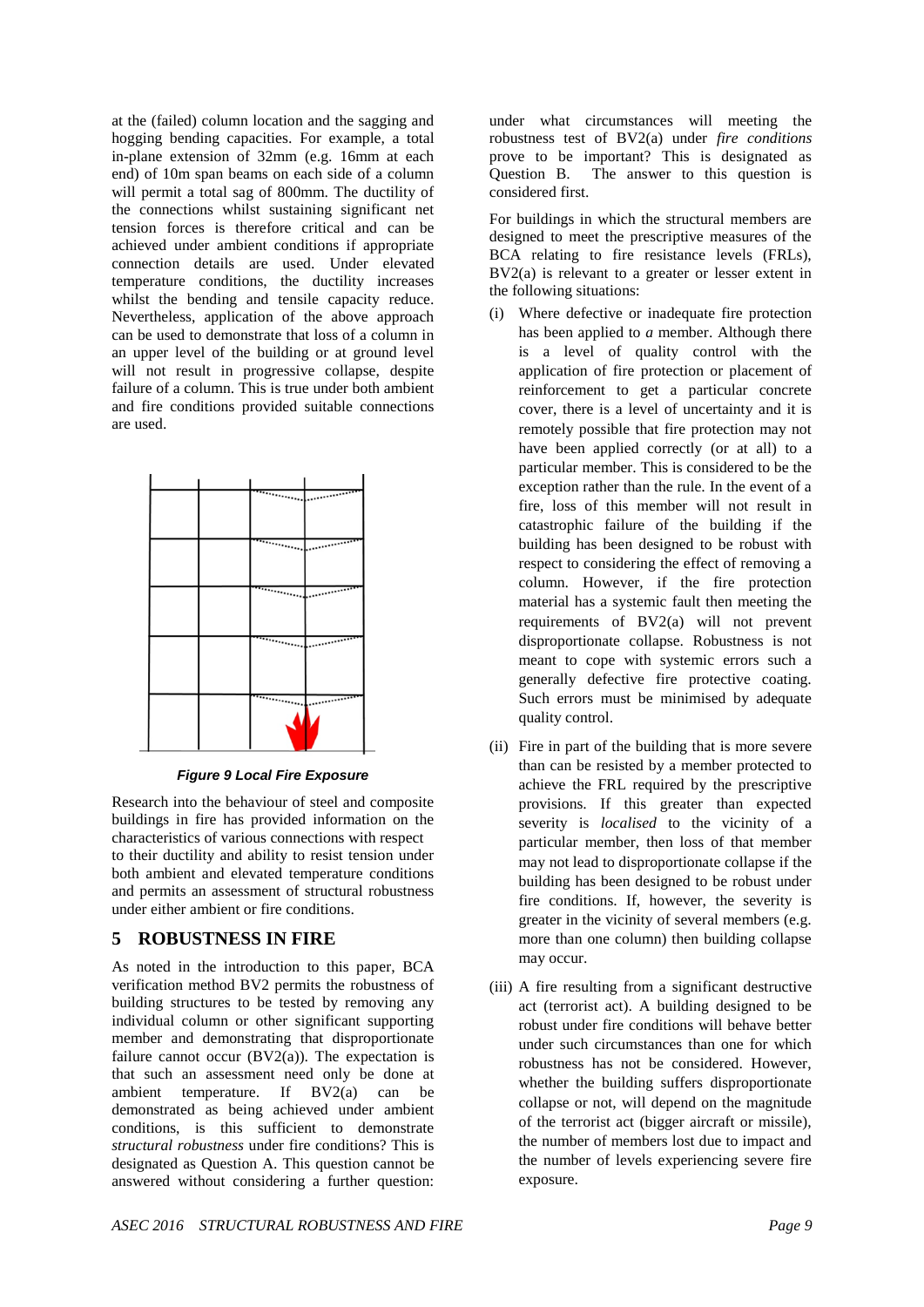at the (failed) column location and the sagging and hogging bending capacities. For example, a total in-plane extension of 32mm (e.g. 16mm at each end) of 10m span beams on each side of a column will permit a total sag of 800mm. The ductility of the connections whilst sustaining significant net tension forces is therefore critical and can be achieved under ambient conditions if appropriate connection details are used. Under elevated temperature conditions, the ductility increases whilst the bending and tensile capacity reduce. Nevertheless, application of the above approach can be used to demonstrate that loss of a column in an upper level of the building or at ground level will not result in progressive collapse, despite failure of a column. This is true under both ambient and fire conditions provided suitable connections are used.

***Figure 9 Local Fire Exposure***

Research into the behaviour of steel and composite buildings in fire has provided information on the characteristics of various connections with respect to their ductility and ability to resist tension under both ambient and elevated temperature conditions and permits an assessment of structural robustness under either ambient or fire conditions.

## 5 ROBUSTNESS IN FIRE

As noted in the introduction to this paper, BCA verification method BV2 permits the robustness of building structures to be tested by removing any individual column or other significant supporting member and demonstrating that disproportionate failure cannot occur (BV2(a)). The expectation is that such an assessment need only be done at ambient temperature. If BV2(a) can be demonstrated as being achieved under ambient conditions, is this sufficient to demonstrate *structural robustness* under fire conditions? This is designated as Question A. This question cannot be answered without considering a further question: under what circumstances will meeting the robustness test of BV2(a) under *fire conditions* prove to be important? This is designated as Question B. The answer to this question is considered first.

For buildings in which the structural members are designed to meet the prescriptive measures of the BCA relating to fire resistance levels (FRLs), BV2(a) is relevant to a greater or lesser extent in the following situations:

(i) Where defective or inadequate fire protection has been applied to *a* member. Although there is a level of quality control with the application of fire protection or placement of reinforcement to get a particular concrete cover, there is a level of uncertainty and it is remotely possible that fire protection may not have been applied correctly (or at all) to a particular member. This is considered to be the exception rather than the rule. In the event of a fire, loss of this member will not result in catastrophic failure of the building if the building has been designed to be robust with respect to considering the effect of removing a column. However, if the fire protection material has a systemic fault then meeting the requirements of BV2(a) will not prevent disproportionate collapse. Robustness is not meant to cope with systemic errors such a generally defective fire protective coating. Such errors must be minimised by adequate quality control.

(ii) Fire in part of the building that is more severe than can be resisted by a member protected to achieve the FRL required by the prescriptive provisions. If this greater than expected severity is *localised* to the vicinity of a particular member, then loss of that member may not lead to disproportionate collapse if the building has been designed to be robust under fire conditions. If, however, the severity is greater in the vicinity of several members (e.g. more than one column) then building collapse may occur.

(iii) A fire resulting from a significant destructive act (terrorist act). A building designed to be robust under fire conditions will behave better under such circumstances than one for which robustness has not be considered. However, whether the building suffers disproportionate collapse or not, will depend on the magnitude of the terrorist act (bigger aircraft or missile), the number of members lost due to impact and the number of levels experiencing severe fire exposure.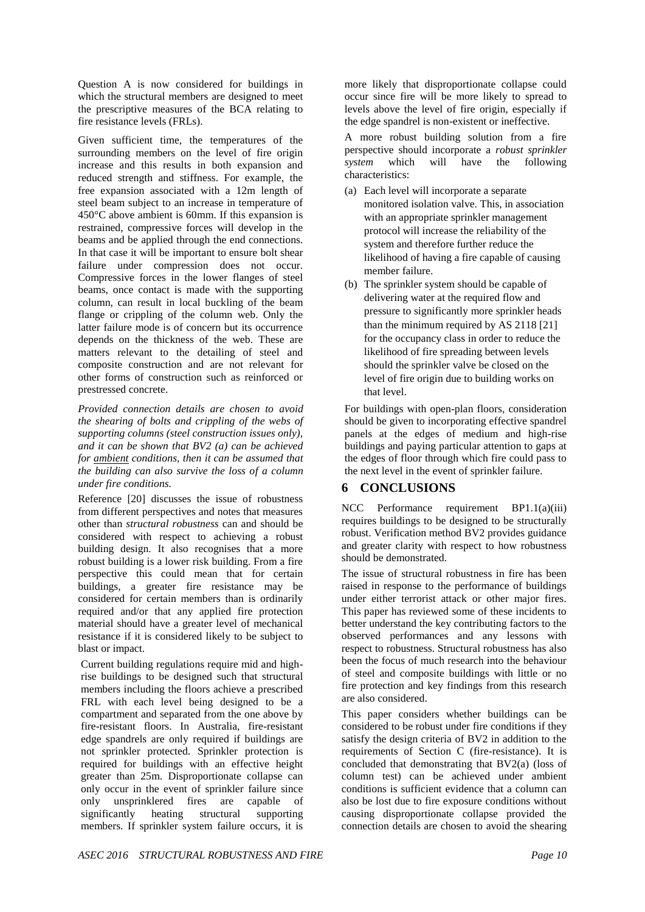Question A is now considered for buildings in which the structural members are designed to meet the prescriptive measures of the BCA relating to fire resistance levels (FRLs).

Given sufficient time, the temperatures of the surrounding members on the level of fire origin increase and this results in both expansion and reduced strength and stiffness. For example, the free expansion associated with a 12m length of steel beam subject to an increase in temperature of 450°C above ambient is 60mm. If this expansion is restrained, compressive forces will develop in the beams and be applied through the end connections. In that case it will be important to ensure bolt shear failure under compression does not occur. Compressive forces in the lower flanges of steel beams, once contact is made with the supporting column, can result in local buckling of the beam flange or crippling of the column web. Only the latter failure mode is of concern but its occurrence depends on the thickness of the web. These are matters relevant to the detailing of steel and composite construction and are not relevant for other forms of construction such as reinforced or prestressed concrete.

*Provided connection details are chosen to avoid the shearing of bolts and crippling of the webs of supporting columns (steel construction issues only), and it can be shown that BV2 (a) can be achieved for ambient conditions, then it can be assumed that the building can also survive the loss of a column under fire conditions.*

Reference [20] discusses the issue of robustness from different perspectives and notes that measures other than *structural robustness* can and should be considered with respect to achieving a robust building design. It also recognises that a more robust building is a lower risk building. From a fire perspective this could mean that for certain buildings, a greater fire resistance may be considered for certain members than is ordinarily required and/or that any applied fire protection material should have a greater level of mechanical resistance if it is considered likely to be subject to blast or impact.

Current building regulations require mid and high-rise buildings to be designed such that structural members including the floors achieve a prescribed FRL with each level being designed to be a compartment and separated from the one above by fire-resistant floors. In Australia, fire-resistant edge spandrels are only required if buildings are not sprinkler protected. Sprinkler protection is required for buildings with an effective height greater than 25m. Disproportionate collapse can only occur in the event of sprinkler failure since only unsprinklered fires are capable of significantly heating structural supporting members. If sprinkler system failure occurs, it is more likely that disproportionate collapse could occur since fire will be more likely to spread to levels above the level of fire origin, especially if the edge spandrel is non-existent or ineffective.

A more robust building solution from a fire perspective should incorporate a *robust sprinkler system* which will have the following characteristics:

(a) Each level will incorporate a separate monitored isolation valve. This, in association with an appropriate sprinkler management protocol will increase the reliability of the system and therefore further reduce the likelihood of having a fire capable of causing member failure.

(b) The sprinkler system should be capable of delivering water at the required flow and pressure to significantly more sprinkler heads than the minimum required by AS 2118 [21] for the occupancy class in order to reduce the likelihood of fire spreading between levels should the sprinkler valve be closed on the level of fire origin due to building works on that level.

For buildings with open-plan floors, consideration should be given to incorporating effective spandrel panels at the edges of medium and high-rise buildings and paying particular attention to gaps at the edges of floor through which fire could pass to the next level in the event of sprinkler failure.

# 6 CONCLUSIONS

NCC Performance requirement BP1.1(a)(iii) requires buildings to be designed to be structurally robust. Verification method BV2 provides guidance and greater clarity with respect to how robustness should be demonstrated.

The issue of structural robustness in fire has been raised in response to the performance of buildings under either terrorist attack or other major fires. This paper has reviewed some of these incidents to better understand the key contributing factors to the observed performances and any lessons with respect to robustness. Structural robustness has also been the focus of much research into the behaviour of steel and composite buildings with little or no fire protection and key findings from this research are also considered.

This paper considers whether buildings can be considered to be robust under fire conditions if they satisfy the design criteria of BV2 in addition to the requirements of Section C (fire-resistance). It is concluded that demonstrating that BV2(a) (loss of column test) can be achieved under ambient conditions is sufficient evidence that a column can also be lost due to fire exposure conditions without causing disproportionate collapse provided the connection details are chosen to avoid the shearing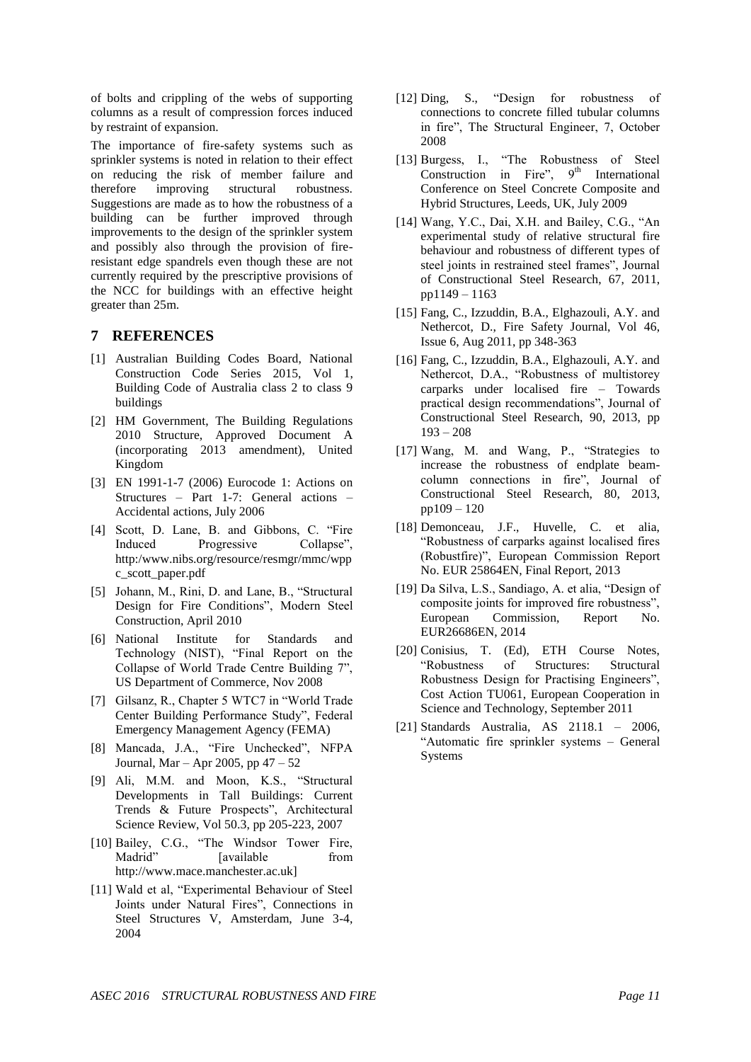of bolts and crippling of the webs of supporting columns as a result of compression forces induced by restraint of expansion.

The importance of fire-safety systems such as sprinkler systems is noted in relation to their effect on reducing the risk of member failure and therefore improving structural robustness. Suggestions are made as to how the robustness of a building can be further improved through improvements to the design of the sprinkler system and possibly also through the provision of fire-resistant edge spandrels even though these are not currently required by the prescriptive provisions of the NCC for buildings with an effective height greater than 25m.

## 7 REFERENCES

[1] Australian Building Codes Board, National Construction Code Series 2015, Vol 1, Building Code of Australia class 2 to class 9 buildings

[2] HM Government, The Building Regulations 2010 Structure, Approved Document A (incorporating 2013 amendment), United Kingdom

[3] EN 1991-1-7 (2006) Eurocode 1: Actions on Structures – Part 1-7: General actions – Accidental actions, July 2006

[4] Scott, D. Lane, B. and Gibbons, C. "Fire Induced Progressive Collapse", http:/www.nibs.org/resource/resmgr/mmc/wppc_scott_paper.pdf

[5] Johann, M., Rini, D. and Lane, B., "Structural Design for Fire Conditions", Modern Steel Construction, April 2010

[6] National Institute for Standards and Technology (NIST), "Final Report on the Collapse of World Trade Centre Building 7", US Department of Commerce, Nov 2008

[7] Gilsanz, R., Chapter 5 WTC7 in "World Trade Center Building Performance Study", Federal Emergency Management Agency (FEMA)

[8] Mancada, J.A., "Fire Unchecked", NFPA Journal, Mar – Apr 2005, pp 47 – 52

[9] Ali, M.M. and Moon, K.S., "Structural Developments in Tall Buildings: Current Trends & Future Prospects", Architectural Science Review, Vol 50.3, pp 205-223, 2007

[10] Bailey, C.G., "The Windsor Tower Fire, Madrid" [available from http://www.mace.manchester.ac.uk]

[11] Wald et al, "Experimental Behaviour of Steel Joints under Natural Fires", Connections in Steel Structures V, Amsterdam, June 3-4, 2004

[12] Ding, S., "Design for robustness of connections to concrete filled tubular columns in fire", The Structural Engineer, 7, October 2008

[13] Burgess, I., "The Robustness of Steel Construction in Fire", 9th International Conference on Steel Concrete Composite and Hybrid Structures, Leeds, UK, July 2009

[14] Wang, Y.C., Dai, X.H. and Bailey, C.G., "An experimental study of relative structural fire behaviour and robustness of different types of steel joints in restrained steel frames", Journal of Constructional Steel Research, 67, 2011, pp1149 – 1163

[15] Fang, C., Izzuddin, B.A., Elghazouli, A.Y. and Nethercot, D., Fire Safety Journal, Vol 46, Issue 6, Aug 2011, pp 348-363

[16] Fang, C., Izzuddin, B.A., Elghazouli, A.Y. and Nethercot, D.A., "Robustness of multistorey carparks under localised fire – Towards practical design recommendations", Journal of Constructional Steel Research, 90, 2013, pp 193 – 208

[17] Wang, M. and Wang, P., "Strategies to increase the robustness of endplate beam-column connections in fire", Journal of Constructional Steel Research, 80, 2013, pp109 – 120

[18] Demonceau, J.F., Huvelle, C. et alia, "Robustness of carparks against localised fires (Robustfire)", European Commission Report No. EUR 25864EN, Final Report, 2013

[19] Da Silva, L.S., Sandiago, A. et alia, "Design of composite joints for improved fire robustness", European Commission, Report No. EUR26686EN, 2014

[20] Conisius, T. (Ed), ETH Course Notes, "Robustness of Structures: Structural Robustness Design for Practising Engineers", Cost Action TU061, European Cooperation in Science and Technology, September 2011

[21] Standards Australia, AS 2118.1 – 2006, "Automatic fire sprinkler systems – General Systems